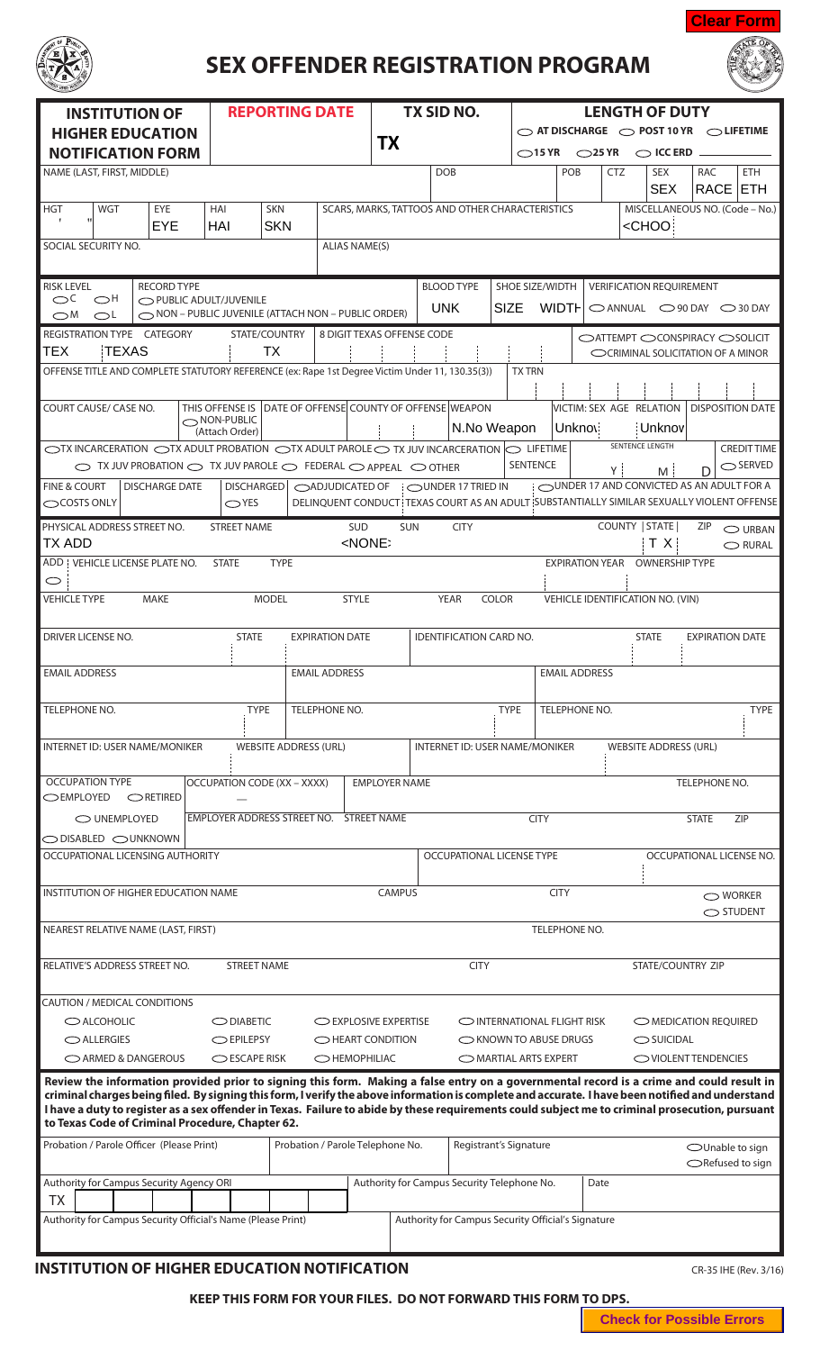Clear Form

# SEX OFFENDER REGISTRATION PROGRAM

| INSTITUTION OF HIGHER EDUCATION NOTIFICATION FORM | REPORTING DATE | TX SID NO. | LENGTH OF DUTY |
|---|---|---|---|
| | | TX | ○ AT DISCHARGE ○ POST 10 YR ○ LIFETIME ○ 15 YR ○ 25 YR ○ ICC ERD |

| NAME (LAST, FIRST, MIDDLE) | DOB | POB | CTZ | SEX | RAC | ETH |
|---|---|---|---|---|---|---|
| | | | | SEX | RACE | ETH |

| HGT | WGT | EYE | HAI | SKN | SCARS, MARKS, TATTOOS AND OTHER CHARACTERISTICS | MISCELLANEOUS NO. (Code – No.) |
|---|---|---|---|---|---|---|
| ' " | | EYE | HAI | SKN | | <CHOO |

| SOCIAL SECURITY NO. | ALIAS NAME(S) |
|---|---|
| | |

| RISK LEVEL | RECORD TYPE | BLOOD TYPE | SHOE SIZE/WIDTH | VERIFICATION REQUIREMENT |
|---|---|---|---|---|
| ○ C ○ H ○ M ○ L | ○ PUBLIC ADULT/JUVENILE ○ NON – PUBLIC JUVENILE (ATTACH NON – PUBLIC ORDER) | UNK | SIZE WIDTH | ○ ANNUAL ○ 90 DAY ○ 30 DAY |

| REGISTRATION TYPE | CATEGORY | STATE/COUNTRY | 8 DIGIT TEXAS OFFENSE CODE | |
|---|---|---|---|---|
| TEX | TEXAS | TX | | ○ ATTEMPT ○ CONSPIRACY ○ SOLICIT ○ CRIMINAL SOLICITATION OF A MINOR |

| OFFENSE TITLE AND COMPLETE STATUTORY REFERENCE (ex: Rape 1st Degree Victim Under 11, 130.35(3)) | TX TRN |
|---|---|
| | |

| COURT CAUSE/ CASE NO. | THIS OFFENSE IS ○ NON-PUBLIC (Attach Order) | DATE OF OFFENSE | COUNTY OF OFFENSE | WEAPON | VICTIM: SEX | AGE | RELATION | DISPOSITION DATE |
|---|---|---|---|---|---|---|---|---|
| | | | | N.No Weapon | Unknow | | Unknow | |

○ TX INCARCERATION ○ TX ADULT PROBATION ○ TX ADULT PAROLE ○ TX JUV INCARCERATION ○ LIFETIME SENTENCE | SENTENCE LENGTH Y M D | CREDIT TIME ○ SERVED
○ TX JUV PROBATION ○ TX JUV PAROLE ○ FEDERAL ○ APPEAL ○ OTHER

| FINE & COURT | DISCHARGE DATE | DISCHARGED | ○ ADJUDICATED OF DELINQUENT CONDUCT | ○ UNDER 17 TRIED IN TEXAS COURT AS AN ADULT | ○ UNDER 17 AND CONVICTED AS AN ADULT FOR A SUBSTANTIALLY SIMILAR SEXUALLY VIOLENT OFFENSE |
|---|---|---|---|---|---|
| ○ COSTS ONLY | | ○ YES | | | |

| PHYSICAL ADDRESS STREET NO. | STREET NAME | SUD | SUN | CITY | COUNTY | STATE | ZIP | |
|---|---|---|---|---|---|---|---|---|
| TX ADD | | <NONE | | | | TX | | ○ URBAN ○ RURAL |

| ADD | VEHICLE LICENSE PLATE NO. | STATE | TYPE | EXPIRATION YEAR | OWNERSHIP TYPE |
|---|---|---|---|---|---|
| ○ | | | | | |

| VEHICLE TYPE | MAKE | MODEL | STYLE | YEAR | COLOR | VEHICLE IDENTIFICATION NO. (VIN) |
|---|---|---|---|---|---|---|
| | | | | | | |

| DRIVER LICENSE NO. | STATE | EXPIRATION DATE | IDENTIFICATION CARD NO. | STATE | EXPIRATION DATE |
|---|---|---|---|---|---|
| | | | | | |

| EMAIL ADDRESS | EMAIL ADDRESS | EMAIL ADDRESS |
|---|---|---|
| | | |

| TELEPHONE NO. | TYPE | TELEPHONE NO. | TYPE | TELEPHONE NO. | TYPE |
|---|---|---|---|---|---|
| | | | | | |

| INTERNET ID: USER NAME/MONIKER | WEBSITE ADDRESS (URL) | INTERNET ID: USER NAME/MONIKER | WEBSITE ADDRESS (URL) |
|---|---|---|---|
| | | | |

| OCCUPATION TYPE | OCCUPATION CODE (XX – XXXX) | EMPLOYER NAME | | | TELEPHONE NO. |
|---|---|---|---|---|---|
| ○ EMPLOYED ○ RETIRED | — | | | | |
| ○ UNEMPLOYED | EMPLOYER ADDRESS STREET NO. | STREET NAME | CITY | STATE | ZIP |
| ○ DISABLED ○ UNKNOWN | | | | | |

| OCCUPATIONAL LICENSING AUTHORITY | OCCUPATIONAL LICENSE TYPE | OCCUPATIONAL LICENSE NO. |
|---|---|---|
| | | |

| INSTITUTION OF HIGHER EDUCATION NAME | CAMPUS | CITY | |
|---|---|---|---|
| | | | ○ WORKER ○ STUDENT |

| NEAREST RELATIVE NAME (LAST, FIRST) | TELEPHONE NO. |
|---|---|
| | |

| RELATIVE'S ADDRESS STREET NO. | STREET NAME | CITY | STATE/COUNTRY | ZIP |
|---|---|---|---|---|
| | | | | |

CAUTION / MEDICAL CONDITIONS

| | | | | |
|---|---|---|---|---|
| ○ ALCOHOLIC | ○ DIABETIC | ○ EXPLOSIVE EXPERTISE | ○ INTERNATIONAL FLIGHT RISK | ○ MEDICATION REQUIRED |
| ○ ALLERGIES | ○ EPILEPSY | ○ HEART CONDITION | ○ KNOWN TO ABUSE DRUGS | ○ SUICIDAL |
| ○ ARMED & DANGEROUS | ○ ESCAPE RISK | ○ HEMOPHILIAC | ○ MARTIAL ARTS EXPERT | ○ VIOLENT TENDENCIES |

**Review the information provided prior to signing this form. Making a false entry on a governmental record is a crime and could result in criminal charges being filed. By signing this form, I verify the above information is complete and accurate. I have been notified and understand I have a duty to register as a sex offender in Texas. Failure to abide by these requirements could subject me to criminal prosecution, pursuant to Texas Code of Criminal Procedure, Chapter 62.**

| Probation / Parole Officer (Please Print) | Probation / Parole Telephone No. | Registrant's Signature | |
|---|---|---|---|
| | | | ○ Unable to sign ○ Refused to sign |

| Authority for Campus Security Agency ORI | Authority for Campus Security Telephone No. | Date |
|---|---|---|
| TX | | |

| Authority for Campus Security Official's Name (Please Print) | Authority for Campus Security Official's Signature |
|---|---|
| | |

**INSTITUTION OF HIGHER EDUCATION NOTIFICATION**

CR-35 IHE (Rev. 3/16)

**KEEP THIS FORM FOR YOUR FILES. DO NOT FORWARD THIS FORM TO DPS.**

Check for Possible Errors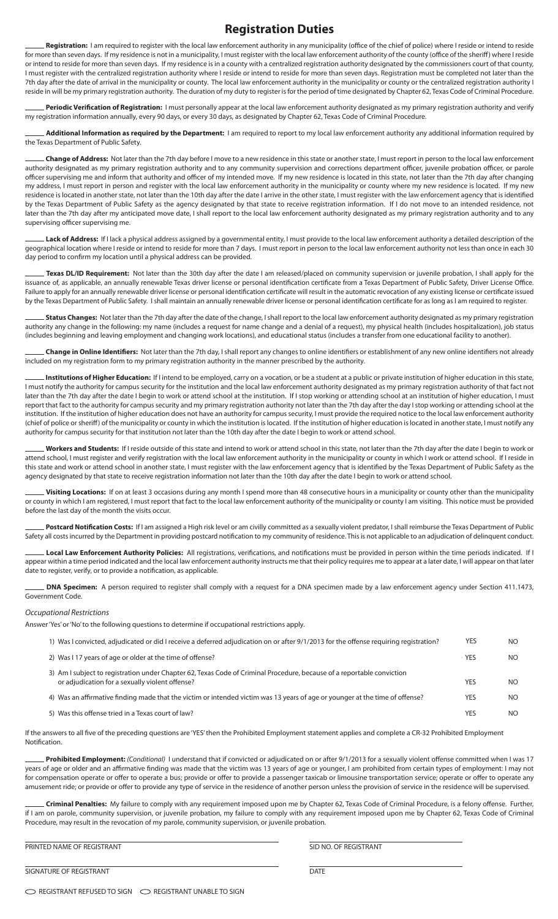# Registration Duties

_____ **Registration:** I am required to register with the local law enforcement authority in any municipality (office of the chief of police) where I reside or intend to reside for more than seven days. If my residence is not in a municipality, I must register with the local law enforcement authority of the county (office of the sheriff) where I reside or intend to reside for more than seven days. If my residence is in a county with a centralized registration authority designated by the commissioners court of that county, I must register with the centralized registration authority where I reside or intend to reside for more than seven days. Registration must be completed not later than the 7th day after the date of arrival in the municipality or county. The local law enforcement authority in the municipality or county or the centralized registration authority I reside in will be my primary registration authority. The duration of my duty to register is for the period of time designated by Chapter 62, Texas Code of Criminal Procedure.

_____ **Periodic Verification of Registration:** I must personally appear at the local law enforcement authority designated as my primary registration authority and verify my registration information annually, every 90 days, or every 30 days, as designated by Chapter 62, Texas Code of Criminal Procedure.

_____ **Additional Information as required by the Department:** I am required to report to my local law enforcement authority any additional information required by the Texas Department of Public Safety.

_____ **Change of Address:** Not later than the 7th day before I move to a new residence in this state or another state, I must report in person to the local law enforcement authority designated as my primary registration authority and to any community supervision and corrections department officer, juvenile probation officer, or parole officer supervising me and inform that authority and officer of my intended move. If my new residence is located in this state, not later than the 7th day after changing my address, I must report in person and register with the local law enforcement authority in the municipality or county where my new residence is located. If my new residence is located in another state, not later than the 10th day after the date I arrive in the other state, I must register with the law enforcement agency that is identified by the Texas Department of Public Safety as the agency designated by that state to receive registration information. If I do not move to an intended residence, not later than the 7th day after my anticipated move date, I shall report to the local law enforcement authority designated as my primary registration authority and to any supervising officer supervising me.

_____ **Lack of Address:** If I lack a physical address assigned by a governmental entity, I must provide to the local law enforcement authority a detailed description of the geographical location where I reside or intend to reside for more than 7 days. I must report in person to the local law enforcement authority not less than once in each 30 day period to confirm my location until a physical address can be provided.

_____ **Texas DL/ID Requirement:** Not later than the 30th day after the date I am released/placed on community supervision or juvenile probation, I shall apply for the issuance of, as applicable, an annually renewable Texas driver license or personal identification certificate from a Texas Department of Public Safety, Driver License Office. Failure to apply for an annually renewable driver license or personal identification certificate will result in the automatic revocation of any existing license or certificate issued by the Texas Department of Public Safety. I shall maintain an annually renewable driver license or personal identification certificate for as long as I am required to register.

_____ **Status Changes:** Not later than the 7th day after the date of the change, I shall report to the local law enforcement authority designated as my primary registration authority any change in the following: my name (includes a request for name change and a denial of a request), my physical health (includes hospitalization), job status (includes beginning and leaving employment and changing work locations), and educational status (includes a transfer from one educational facility to another).

_____ **Change in Online Identifiers:** Not later than the 7th day, I shall report any changes to online identifiers or establishment of any new online identifiers not already included on my registration form to my primary registration authority in the manner prescribed by the authority.

_____ **Institutions of Higher Education:** If I intend to be employed, carry on a vocation, or be a student at a public or private institution of higher education in this state, I must notify the authority for campus security for the institution and the local law enforcement authority designated as my primary registration authority of that fact not later than the 7th day after the date I begin to work or attend school at the institution. If I stop working or attending school at an institution of higher education, I must report that fact to the authority for campus security and my primary registration authority not later than the 7th day after the day I stop working or attending school at the institution. If the institution of higher education does not have an authority for campus security, I must provide the required notice to the local law enforcement authority (chief of police or sheriff) of the municipality or county in which the institution is located. If the institution of higher education is located in another state, I must notify any authority for campus security for that institution not later than the 10th day after the date I begin to work or attend school.

_____ **Workers and Students:** If I reside outside of this state and intend to work or attend school in this state, not later than the 7th day after the date I begin to work or attend school, I must register and verify registration with the local law enforcement authority in the municipality or county in which I work or attend school. If I reside in this state and work or attend school in another state, I must register with the law enforcement agency that is identified by the Texas Department of Public Safety as the agency designated by that state to receive registration information not later than the 10th day after the date I begin to work or attend school.

_____ **Visiting Locations:** If on at least 3 occasions during any month I spend more than 48 consecutive hours in a municipality or county other than the municipality or county in which I am registered, I must report that fact to the local law enforcement authority of the municipality or county I am visiting. This notice must be provided before the last day of the month the visits occur.

_____ **Postcard Notification Costs:** If I am assigned a High risk level or am civilly committed as a sexually violent predator, I shall reimburse the Texas Department of Public Safety all costs incurred by the Department in providing postcard notification to my community of residence. This is not applicable to an adjudication of delinquent conduct.

_____ **Local Law Enforcement Authority Policies:** All registrations, verifications, and notifications must be provided in person within the time periods indicated. If I appear within a time period indicated and the local law enforcement authority instructs me that their policy requires me to appear at a later date, I will appear on that later date to register, verify, or to provide a notification, as applicable.

_____ **DNA Specimen:** A person required to register shall comply with a request for a DNA specimen made by a law enforcement agency under Section 411.1473, Government Code.

*Occupational Restrictions*

Answer 'Yes' or 'No' to the following questions to determine if occupational restrictions apply.

| | | |
|---|---|---|
| 1) Was I convicted, adjudicated or did I receive a deferred adjudication on or after 9/1/2013 for the offense requiring registration? | YES | NO |
| 2) Was I 17 years of age or older at the time of offense? | YES | NO |
| 3) Am I subject to registration under Chapter 62, Texas Code of Criminal Procedure, because of a reportable conviction or adjudication for a sexually violent offense? | YES | NO |
| 4) Was an affirmative finding made that the victim or intended victim was 13 years of age or younger at the time of offense? | YES | NO |
| 5) Was this offense tried in a Texas court of law? | YES | NO |

If the answers to all five of the preceding questions are 'YES' then the Prohibited Employment statement applies and complete a CR-32 Prohibited Employment Notification.

_____ **Prohibited Employment:** *(Conditional)* I understand that if convicted or adjudicated on or after 9/1/2013 for a sexually violent offense committed when I was 17 years of age or older and an affirmative finding was made that the victim was 13 years of age or younger, I am prohibited from certain types of employment: I may not for compensation operate or offer to operate a bus; provide or offer to provide a passenger taxicab or limousine transportation service; operate or offer to operate any amusement ride; or provide or offer to provide any type of service in the residence of another person unless the provision of service in the residence will be supervised.

_____ **Criminal Penalties:** My failure to comply with any requirement imposed upon me by Chapter 62, Texas Code of Criminal Procedure, is a felony offense. Further, if I am on parole, community supervision, or juvenile probation, my failure to comply with any requirement imposed upon me by Chapter 62, Texas Code of Criminal Procedure, may result in the revocation of my parole, community supervision, or juvenile probation.

PRINTED NAME OF REGISTRANT

SID NO. OF REGISTRANT

SIGNATURE OF REGISTRANT

DATE

○ REGISTRANT REFUSED TO SIGN ○ REGISTRANT UNABLE TO SIGN